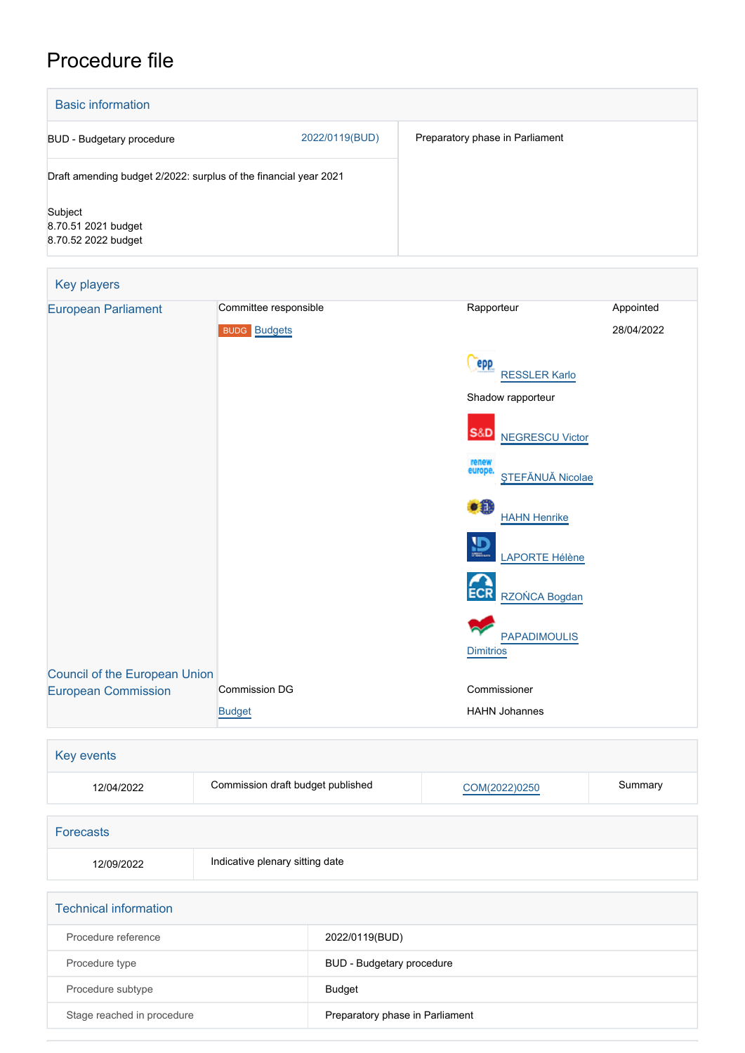# Procedure file

## Basic information

| | | |
|---|---|---|
| BUD - Budgetary procedure | 2022/0119(BUD) | Preparatory phase in Parliament |
| Draft amending budget 2/2022: surplus of the financial year 2021 | | |
| Subject<br>8.70.51 2021 budget<br>8.70.52 2022 budget | | |

## Key players

| | | | |
|---|---|---|---|
| European Parliament | Committee responsible | Rapporteur | Appointed |
| | BUDG Budgets | | 28/04/2022 |
| | | RESSLER Karlo | |
| | | Shadow rapporteur | |
| | | NEGRESCU Victor | |
| | | ŞTEFĂNUĂ Nicolae | |
| | | HAHN Henrike | |
| | | LAPORTE Hélène | |
| | | RZOŃCA Bogdan | |
| | | PAPADIMOULIS Dimitrios | |
| Council of the European Union | | | |
| European Commission | Commission DG | Commissioner | |
| | Budget | HAHN Johannes | |

## Key events

| | | | |
|---|---|---|---|
| 12/04/2022 | Commission draft budget published | COM(2022)0250 | Summary |

## Forecasts

| | |
|---|---|
| 12/09/2022 | Indicative plenary sitting date |

## Technical information

| | |
|---|---|
| Procedure reference | 2022/0119(BUD) |
| Procedure type | BUD - Budgetary procedure |
| Procedure subtype | Budget |
| Stage reached in procedure | Preparatory phase in Parliament |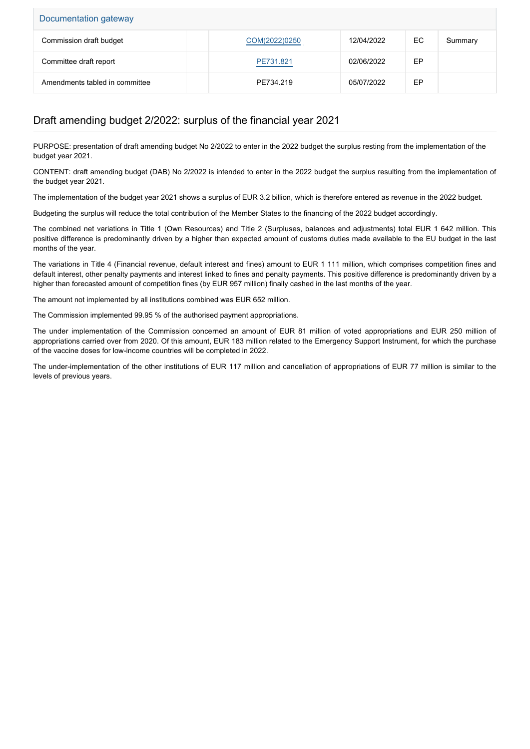## Documentation gateway

| | | | | | |
|---|---|---|---|---|---|
| Commission draft budget | | COM(2022)0250 | 12/04/2022 | EC | Summary |
| Committee draft report | | PE731.821 | 02/06/2022 | EP | |
| Amendments tabled in committee | | PE734.219 | 05/07/2022 | EP | |

## Draft amending budget 2/2022: surplus of the financial year 2021

PURPOSE: presentation of draft amending budget No 2/2022 to enter in the 2022 budget the surplus resting from the implementation of the budget year 2021.

CONTENT: draft amending budget (DAB) No 2/2022 is intended to enter in the 2022 budget the surplus resulting from the implementation of the budget year 2021.

The implementation of the budget year 2021 shows a surplus of EUR 3.2 billion, which is therefore entered as revenue in the 2022 budget.

Budgeting the surplus will reduce the total contribution of the Member States to the financing of the 2022 budget accordingly.

The combined net variations in Title 1 (Own Resources) and Title 2 (Surpluses, balances and adjustments) total EUR 1 642 million. This positive difference is predominantly driven by a higher than expected amount of customs duties made available to the EU budget in the last months of the year.

The variations in Title 4 (Financial revenue, default interest and fines) amount to EUR 1 111 million, which comprises competition fines and default interest, other penalty payments and interest linked to fines and penalty payments. This positive difference is predominantly driven by a higher than forecasted amount of competition fines (by EUR 957 million) finally cashed in the last months of the year.

The amount not implemented by all institutions combined was EUR 652 million.

The Commission implemented 99.95 % of the authorised payment appropriations.

The under implementation of the Commission concerned an amount of EUR 81 million of voted appropriations and EUR 250 million of appropriations carried over from 2020. Of this amount, EUR 183 million related to the Emergency Support Instrument, for which the purchase of the vaccine doses for low-income countries will be completed in 2022.

The under-implementation of the other institutions of EUR 117 million and cancellation of appropriations of EUR 77 million is similar to the levels of previous years.